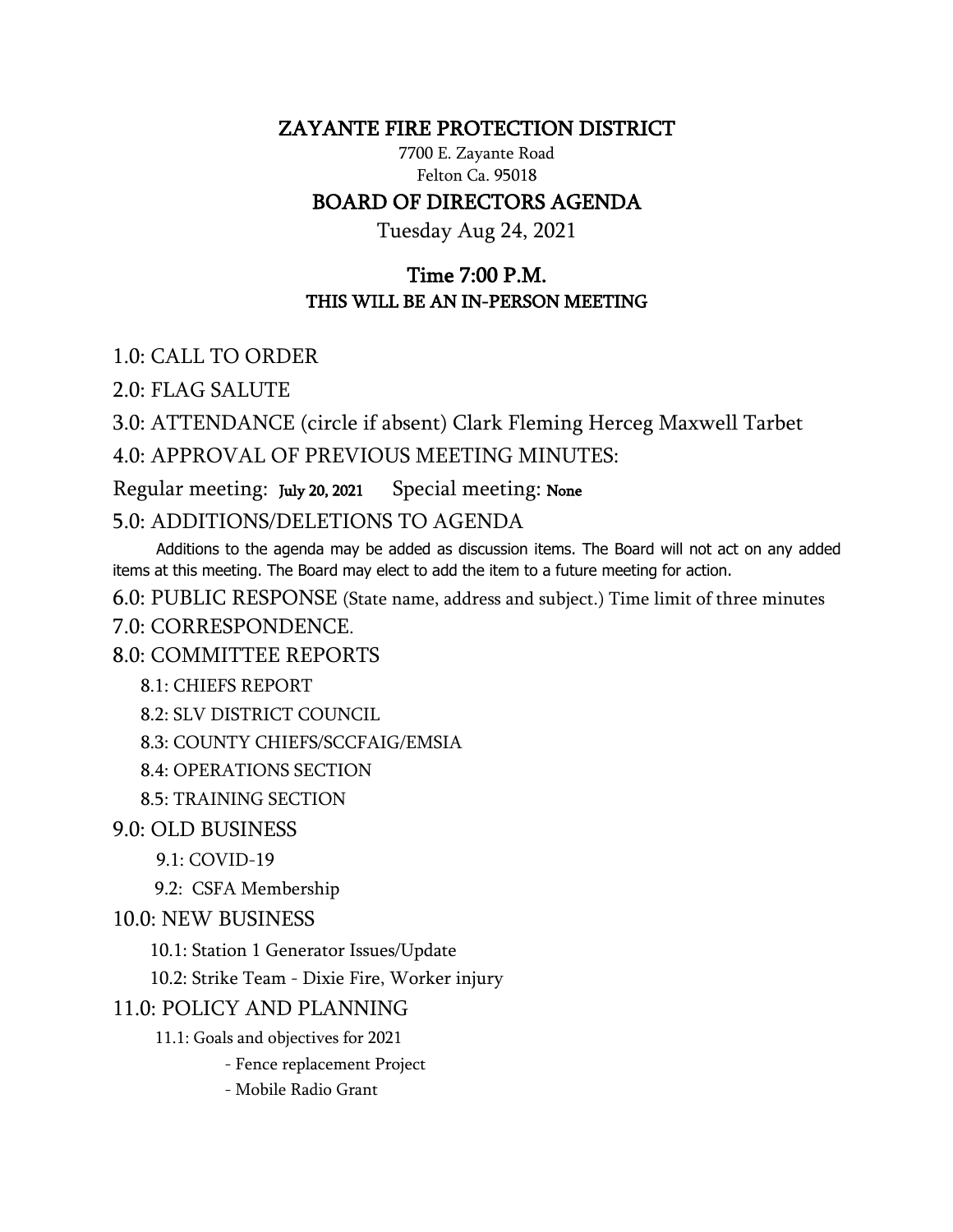# ZAYANTE FIRE PROTECTION DISTRICT

7700 E. Zayante Road
Felton Ca. 95018

## BOARD OF DIRECTORS AGENDA

Tuesday Aug 24, 2021

### Time 7:00 P.M.

**THIS WILL BE AN IN-PERSON MEETING**

1.0: CALL TO ORDER

2.0: FLAG SALUTE

3.0: ATTENDANCE (circle if absent) Clark Fleming Herceg Maxwell Tarbet

4.0: APPROVAL OF PREVIOUS MEETING MINUTES:

Regular meeting: **July 20, 2021** Special meeting: **None**

5.0: ADDITIONS/DELETIONS TO AGENDA

Additions to the agenda may be added as discussion items. The Board will not act on any added items at this meeting. The Board may elect to add the item to a future meeting for action.

6.0: PUBLIC RESPONSE (State name, address and subject.) Time limit of three minutes

7.0: CORRESPONDENCE.

8.0: COMMITTEE REPORTS

- 8.1: CHIEFS REPORT
- 8.2: SLV DISTRICT COUNCIL
- 8.3: COUNTY CHIEFS/SCCFAIG/EMSIA
- 8.4: OPERATIONS SECTION
- 8.5: TRAINING SECTION

9.0: OLD BUSINESS

- 9.1: COVID-19
- 9.2: CSFA Membership

10.0: NEW BUSINESS

- 10.1: Station 1 Generator Issues/Update
- 10.2: Strike Team - Dixie Fire, Worker injury

11.0: POLICY AND PLANNING

- 11.1: Goals and objectives for 2021
  - Fence replacement Project
  - Mobile Radio Grant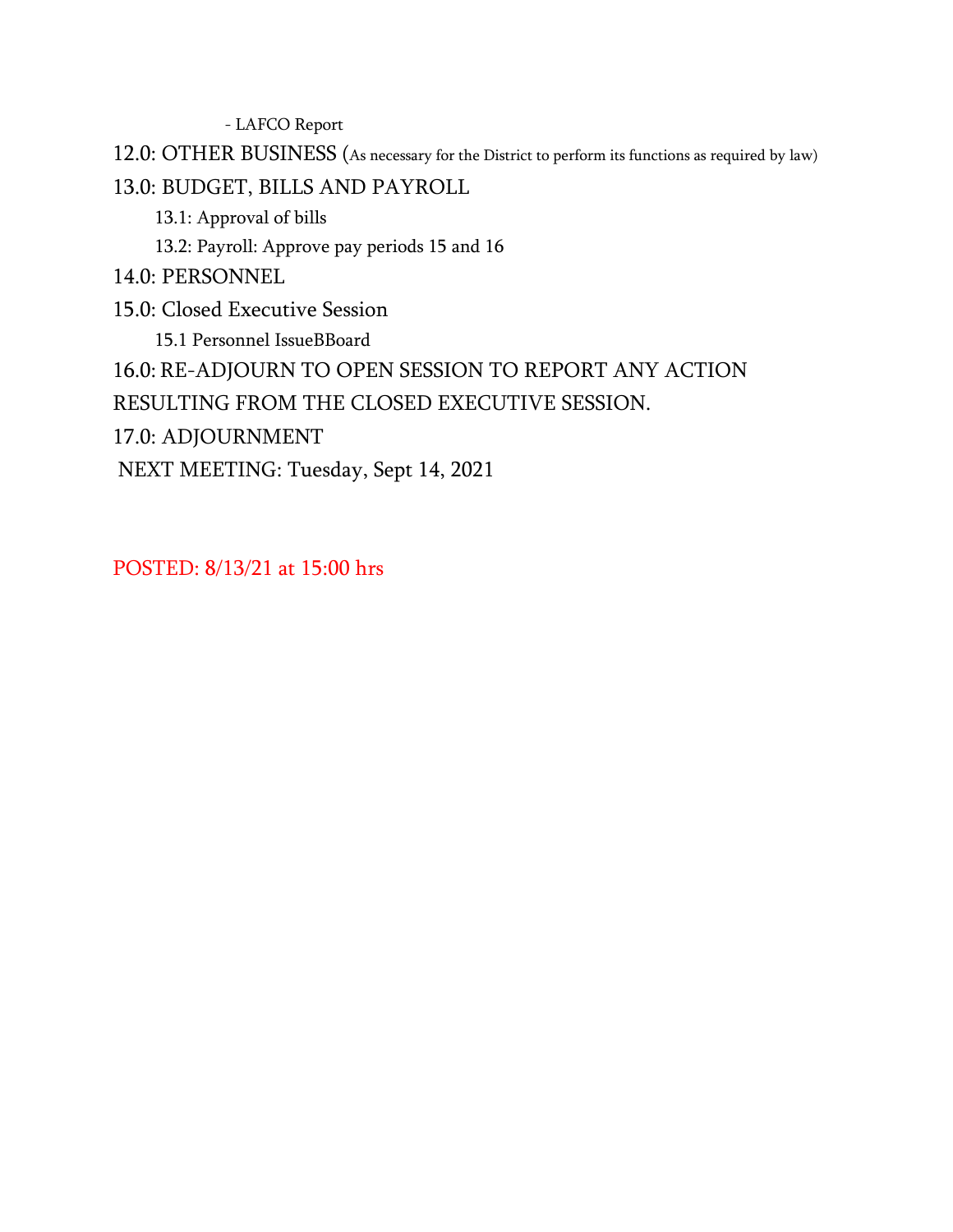- LAFCO Report

12.0: OTHER BUSINESS (As necessary for the District to perform its functions as required by law)

13.0: BUDGET, BILLS AND PAYROLL

13.1: Approval of bills

13.2: Payroll: Approve pay periods 15 and 16

14.0: PERSONNEL

15.0: Closed Executive Session

15.1 Personnel IssueBBoard

16.0: RE-ADJOURN TO OPEN SESSION TO REPORT ANY ACTION RESULTING FROM THE CLOSED EXECUTIVE SESSION.

17.0: ADJOURNMENT

NEXT MEETING: Tuesday, Sept 14, 2021

POSTED: 8/13/21 at 15:00 hrs